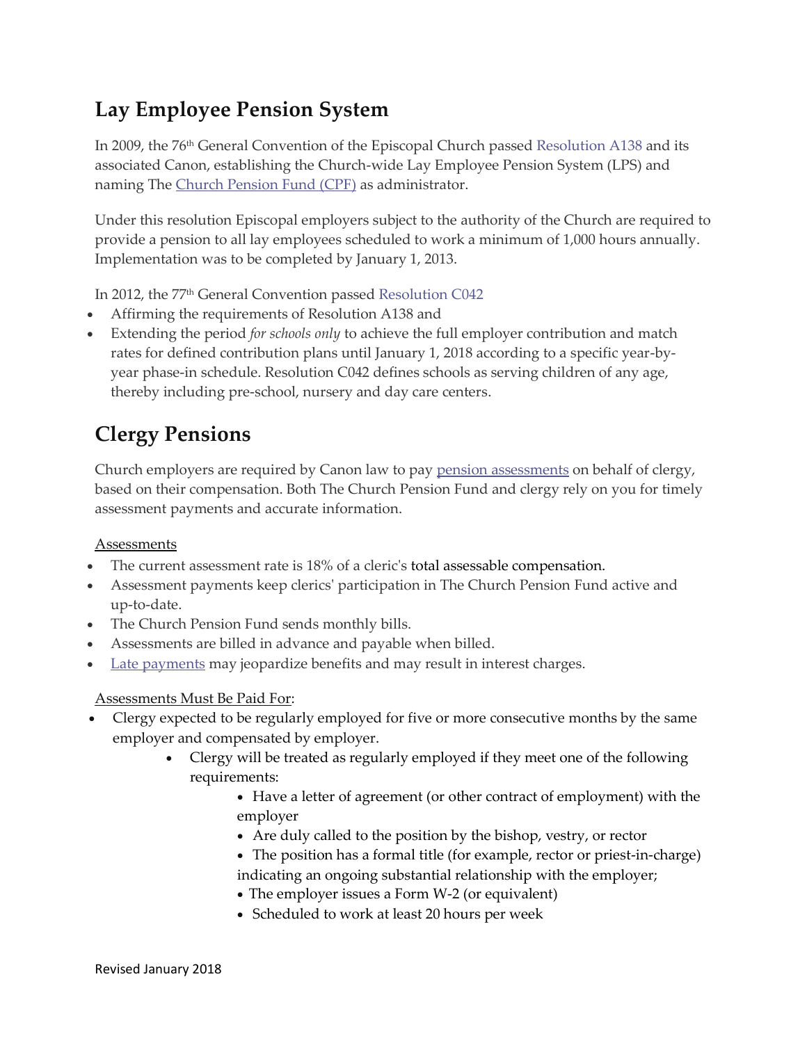## Lay Employee Pension System

In 2009, the 76th General Convention of the Episcopal Church passed Resolution A138 and its associated Canon, establishing the Church-wide Lay Employee Pension System (LPS) and naming The Church Pension Fund (CPF) as administrator.

Under this resolution Episcopal employers subject to the authority of the Church are required to provide a pension to all lay employees scheduled to work a minimum of 1,000 hours annually. Implementation was to be completed by January 1, 2013.

In 2012, the 77th General Convention passed Resolution C042

- Affirming the requirements of Resolution A138 and
- Extending the period *for schools only* to achieve the full employer contribution and match rates for defined contribution plans until January 1, 2018 according to a specific year-by-year phase-in schedule. Resolution C042 defines schools as serving children of any age, thereby including pre-school, nursery and day care centers.

## Clergy Pensions

Church employers are required by Canon law to pay pension assessments on behalf of clergy, based on their compensation. Both The Church Pension Fund and clergy rely on you for timely assessment payments and accurate information.

<u>Assessments</u>

- The current assessment rate is 18% of a cleric's total assessable compensation.
- Assessment payments keep clerics' participation in The Church Pension Fund active and up-to-date.
- The Church Pension Fund sends monthly bills.
- Assessments are billed in advance and payable when billed.
- Late payments may jeopardize benefits and may result in interest charges.

<u>Assessments Must Be Paid For</u>:

- Clergy expected to be regularly employed for five or more consecutive months by the same employer and compensated by employer.
  - Clergy will be treated as regularly employed if they meet one of the following requirements:
    - Have a letter of agreement (or other contract of employment) with the employer
    - Are duly called to the position by the bishop, vestry, or rector
    - The position has a formal title (for example, rector or priest-in-charge) indicating an ongoing substantial relationship with the employer;
    - The employer issues a Form W-2 (or equivalent)
    - Scheduled to work at least 20 hours per week

Revised January 2018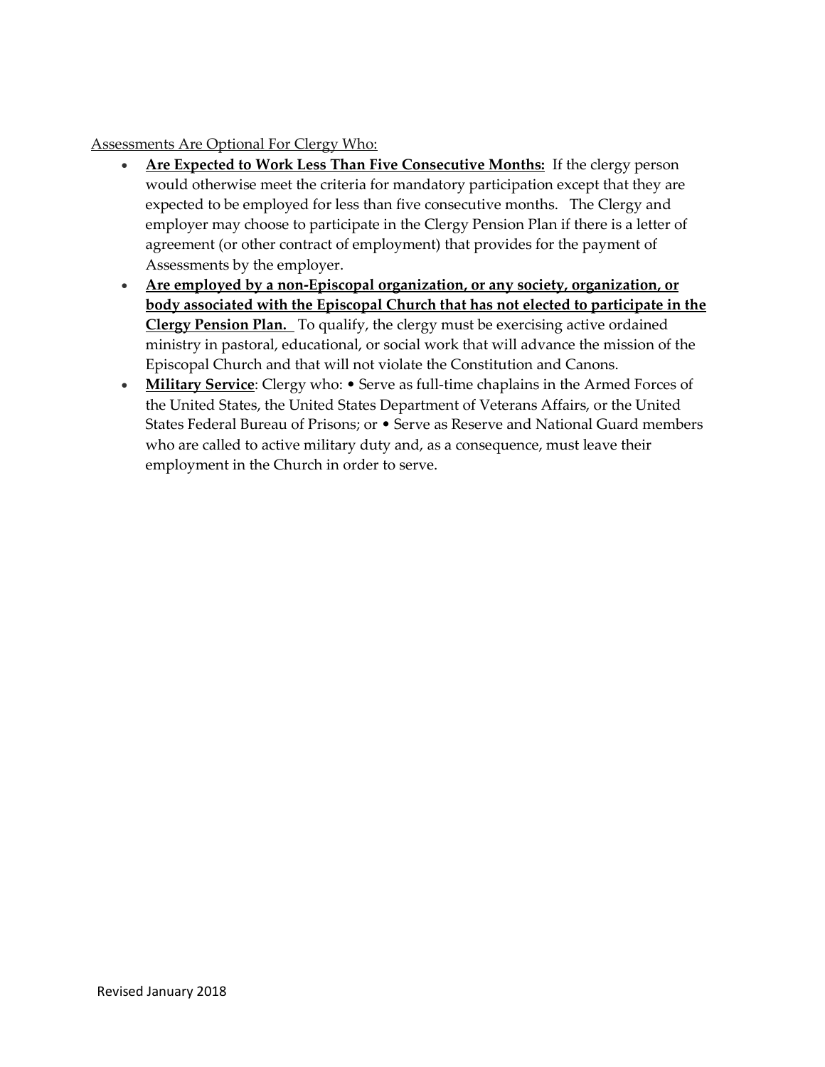Assessments Are Optional For Clergy Who:

- **Are Expected to Work Less Than Five Consecutive Months:** If the clergy person would otherwise meet the criteria for mandatory participation except that they are expected to be employed for less than five consecutive months. The Clergy and employer may choose to participate in the Clergy Pension Plan if there is a letter of agreement (or other contract of employment) that provides for the payment of Assessments by the employer.
- **Are employed by a non-Episcopal organization, or any society, organization, or body associated with the Episcopal Church that has not elected to participate in the Clergy Pension Plan.** To qualify, the clergy must be exercising active ordained ministry in pastoral, educational, or social work that will advance the mission of the Episcopal Church and that will not violate the Constitution and Canons.
- **Military Service**: Clergy who: • Serve as full-time chaplains in the Armed Forces of the United States, the United States Department of Veterans Affairs, or the United States Federal Bureau of Prisons; or • Serve as Reserve and National Guard members who are called to active military duty and, as a consequence, must leave their employment in the Church in order to serve.

Revised January 2018